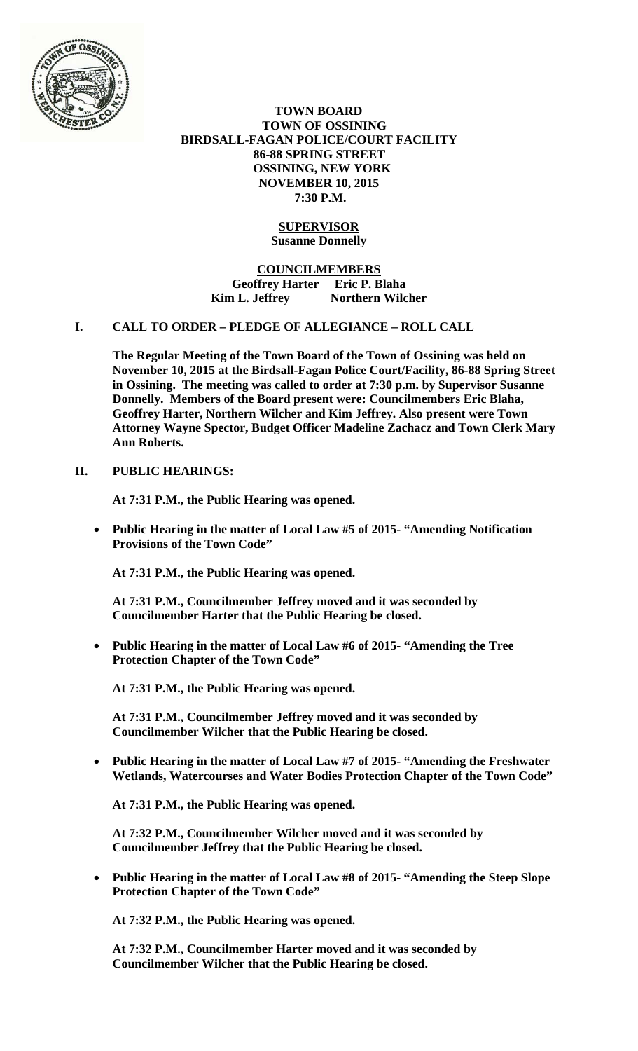**TOWN BOARD**
**TOWN OF OSSINING**
**BIRDSALL-FAGAN POLICE/COURT FACILITY**
**86-88 SPRING STREET**
**OSSINING, NEW YORK**
**NOVEMBER 10, 2015**
**7:30 P.M.**

**SUPERVISOR**
**Susanne Donnelly**

**COUNCILMEMBERS**
**Geoffrey Harter Eric P. Blaha**
**Kim L. Jeffrey Northern Wilcher**

## I. CALL TO ORDER – PLEDGE OF ALLEGIANCE – ROLL CALL

**The Regular Meeting of the Town Board of the Town of Ossining was held on November 10, 2015 at the Birdsall-Fagan Police Court/Facility, 86-88 Spring Street in Ossining. The meeting was called to order at 7:30 p.m. by Supervisor Susanne Donnelly. Members of the Board present were: Councilmembers Eric Blaha, Geoffrey Harter, Northern Wilcher and Kim Jeffrey. Also present were Town Attorney Wayne Spector, Budget Officer Madeline Zachacz and Town Clerk Mary Ann Roberts.**

## II. PUBLIC HEARINGS:

**At 7:31 P.M., the Public Hearing was opened.**

- **Public Hearing in the matter of Local Law #5 of 2015- "Amending Notification Provisions of the Town Code"**

  **At 7:31 P.M., the Public Hearing was opened.**

  **At 7:31 P.M., Councilmember Jeffrey moved and it was seconded by Councilmember Harter that the Public Hearing be closed.**

- **Public Hearing in the matter of Local Law #6 of 2015- "Amending the Tree Protection Chapter of the Town Code"**

  **At 7:31 P.M., the Public Hearing was opened.**

  **At 7:31 P.M., Councilmember Jeffrey moved and it was seconded by Councilmember Wilcher that the Public Hearing be closed.**

- **Public Hearing in the matter of Local Law #7 of 2015- "Amending the Freshwater Wetlands, Watercourses and Water Bodies Protection Chapter of the Town Code"**

  **At 7:31 P.M., the Public Hearing was opened.**

  **At 7:32 P.M., Councilmember Wilcher moved and it was seconded by Councilmember Jeffrey that the Public Hearing be closed.**

- **Public Hearing in the matter of Local Law #8 of 2015- "Amending the Steep Slope Protection Chapter of the Town Code"**

  **At 7:32 P.M., the Public Hearing was opened.**

  **At 7:32 P.M., Councilmember Harter moved and it was seconded by Councilmember Wilcher that the Public Hearing be closed.**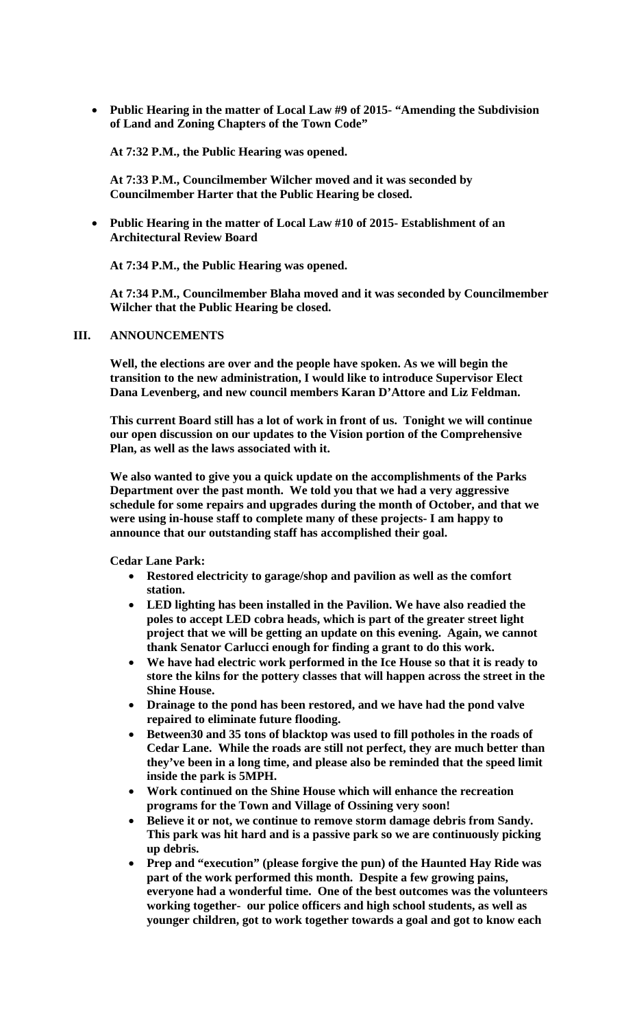- **Public Hearing in the matter of Local Law #9 of 2015- "Amending the Subdivision of Land and Zoning Chapters of the Town Code"**

  **At 7:32 P.M., the Public Hearing was opened.**

  **At 7:33 P.M., Councilmember Wilcher moved and it was seconded by Councilmember Harter that the Public Hearing be closed.**

- **Public Hearing in the matter of Local Law #10 of 2015- Establishment of an Architectural Review Board**

  **At 7:34 P.M., the Public Hearing was opened.**

  **At 7:34 P.M., Councilmember Blaha moved and it was seconded by Councilmember Wilcher that the Public Hearing be closed.**

## III. ANNOUNCEMENTS

**Well, the elections are over and the people have spoken. As we will begin the transition to the new administration, I would like to introduce Supervisor Elect Dana Levenberg, and new council members Karan D'Attore and Liz Feldman.**

**This current Board still has a lot of work in front of us. Tonight we will continue our open discussion on our updates to the Vision portion of the Comprehensive Plan, as well as the laws associated with it.**

**We also wanted to give you a quick update on the accomplishments of the Parks Department over the past month. We told you that we had a very aggressive schedule for some repairs and upgrades during the month of October, and that we were using in-house staff to complete many of these projects- I am happy to announce that our outstanding staff has accomplished their goal.**

**Cedar Lane Park:**

- **Restored electricity to garage/shop and pavilion as well as the comfort station.**
- **LED lighting has been installed in the Pavilion. We have also readied the poles to accept LED cobra heads, which is part of the greater street light project that we will be getting an update on this evening. Again, we cannot thank Senator Carlucci enough for finding a grant to do this work.**
- **We have had electric work performed in the Ice House so that it is ready to store the kilns for the pottery classes that will happen across the street in the Shine House.**
- **Drainage to the pond has been restored, and we have had the pond valve repaired to eliminate future flooding.**
- **Between30 and 35 tons of blacktop was used to fill potholes in the roads of Cedar Lane. While the roads are still not perfect, they are much better than they've been in a long time, and please also be reminded that the speed limit inside the park is 5MPH.**
- **Work continued on the Shine House which will enhance the recreation programs for the Town and Village of Ossining very soon!**
- **Believe it or not, we continue to remove storm damage debris from Sandy. This park was hit hard and is a passive park so we are continuously picking up debris.**
- **Prep and "execution" (please forgive the pun) of the Haunted Hay Ride was part of the work performed this month. Despite a few growing pains, everyone had a wonderful time. One of the best outcomes was the volunteers working together- our police officers and high school students, as well as younger children, got to work together towards a goal and got to know each**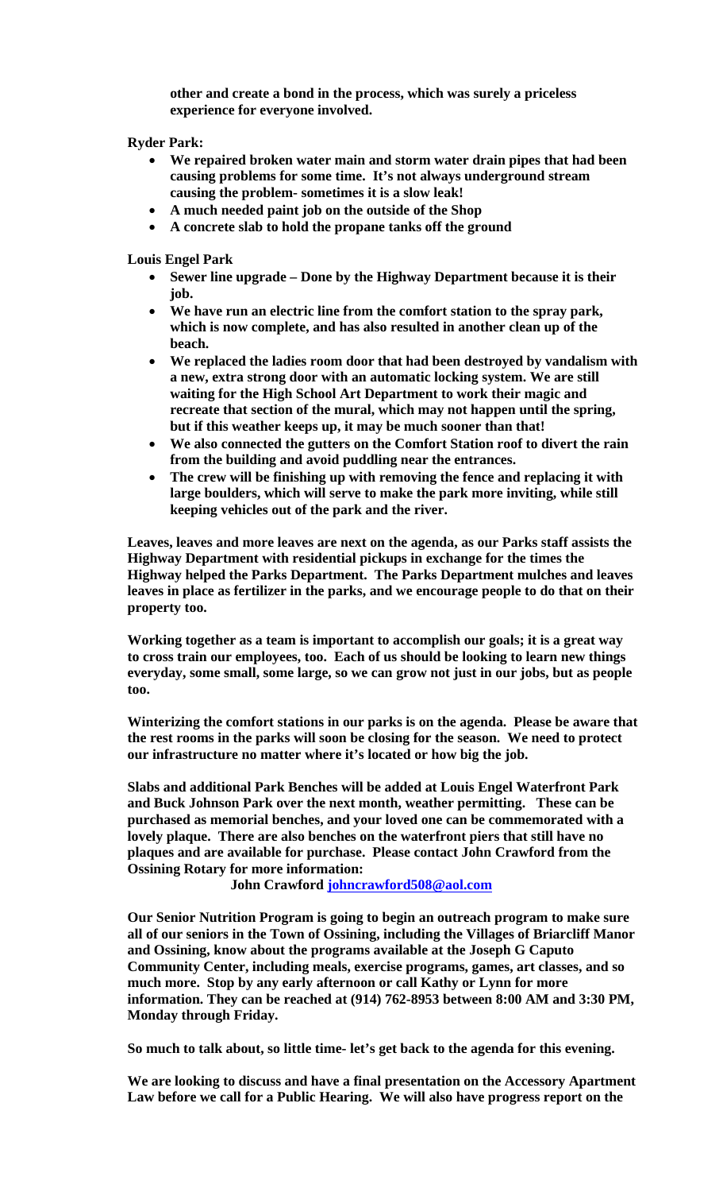**other and create a bond in the process, which was surely a priceless experience for everyone involved.**

**Ryder Park:**

- **We repaired broken water main and storm water drain pipes that had been causing problems for some time. It's not always underground stream causing the problem- sometimes it is a slow leak!**
- **A much needed paint job on the outside of the Shop**
- **A concrete slab to hold the propane tanks off the ground**

**Louis Engel Park**

- **Sewer line upgrade – Done by the Highway Department because it is their job.**
- **We have run an electric line from the comfort station to the spray park, which is now complete, and has also resulted in another clean up of the beach.**
- **We replaced the ladies room door that had been destroyed by vandalism with a new, extra strong door with an automatic locking system. We are still waiting for the High School Art Department to work their magic and recreate that section of the mural, which may not happen until the spring, but if this weather keeps up, it may be much sooner than that!**
- **We also connected the gutters on the Comfort Station roof to divert the rain from the building and avoid puddling near the entrances.**
- **The crew will be finishing up with removing the fence and replacing it with large boulders, which will serve to make the park more inviting, while still keeping vehicles out of the park and the river.**

**Leaves, leaves and more leaves are next on the agenda, as our Parks staff assists the Highway Department with residential pickups in exchange for the times the Highway helped the Parks Department. The Parks Department mulches and leaves leaves in place as fertilizer in the parks, and we encourage people to do that on their property too.**

**Working together as a team is important to accomplish our goals; it is a great way to cross train our employees, too. Each of us should be looking to learn new things everyday, some small, some large, so we can grow not just in our jobs, but as people too.**

**Winterizing the comfort stations in our parks is on the agenda. Please be aware that the rest rooms in the parks will soon be closing for the season. We need to protect our infrastructure no matter where it's located or how big the job.**

**Slabs and additional Park Benches will be added at Louis Engel Waterfront Park and Buck Johnson Park over the next month, weather permitting. These can be purchased as memorial benches, and your loved one can be commemorated with a lovely plaque. There are also benches on the waterfront piers that still have no plaques and are available for purchase. Please contact John Crawford from the Ossining Rotary for more information:**

**John Crawford johncrawford508@aol.com**

**Our Senior Nutrition Program is going to begin an outreach program to make sure all of our seniors in the Town of Ossining, including the Villages of Briarcliff Manor and Ossining, know about the programs available at the Joseph G Caputo Community Center, including meals, exercise programs, games, art classes, and so much more. Stop by any early afternoon or call Kathy or Lynn for more information. They can be reached at (914) 762-8953 between 8:00 AM and 3:30 PM, Monday through Friday.**

**So much to talk about, so little time- let's get back to the agenda for this evening.**

**We are looking to discuss and have a final presentation on the Accessory Apartment Law before we call for a Public Hearing. We will also have progress report on the**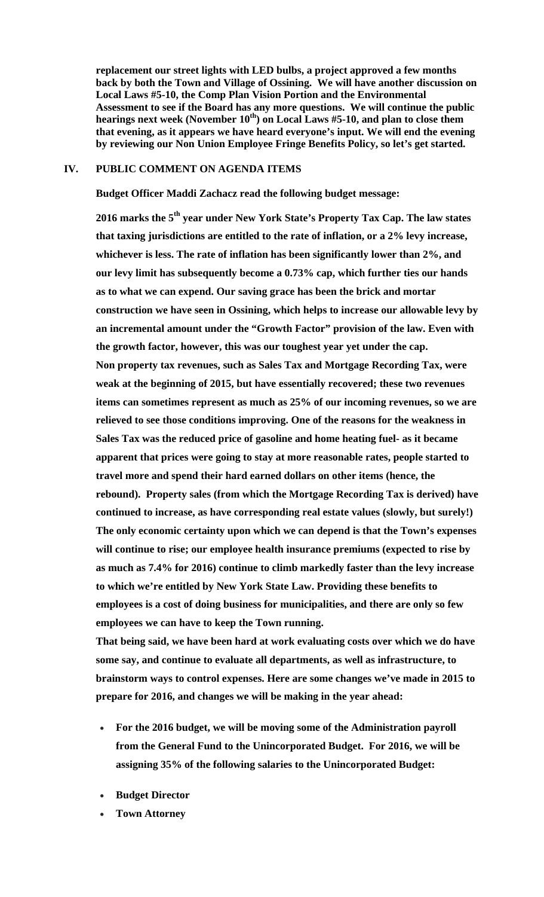**replacement our street lights with LED bulbs, a project approved a few months back by both the Town and Village of Ossining. We will have another discussion on Local Laws #5-10, the Comp Plan Vision Portion and the Environmental Assessment to see if the Board has any more questions. We will continue the public hearings next week (November 10th) on Local Laws #5-10, and plan to close them that evening, as it appears we have heard everyone's input. We will end the evening by reviewing our Non Union Employee Fringe Benefits Policy, so let's get started.**

## IV. PUBLIC COMMENT ON AGENDA ITEMS

**Budget Officer Maddi Zachacz read the following budget message:**

**2016 marks the 5th year under New York State's Property Tax Cap. The law states that taxing jurisdictions are entitled to the rate of inflation, or a 2% levy increase, whichever is less. The rate of inflation has been significantly lower than 2%, and our levy limit has subsequently become a 0.73% cap, which further ties our hands as to what we can expend. Our saving grace has been the brick and mortar construction we have seen in Ossining, which helps to increase our allowable levy by an incremental amount under the "Growth Factor" provision of the law. Even with the growth factor, however, this was our toughest year yet under the cap.**

**Non property tax revenues, such as Sales Tax and Mortgage Recording Tax, were weak at the beginning of 2015, but have essentially recovered; these two revenues items can sometimes represent as much as 25% of our incoming revenues, so we are relieved to see those conditions improving. One of the reasons for the weakness in Sales Tax was the reduced price of gasoline and home heating fuel- as it became apparent that prices were going to stay at more reasonable rates, people started to travel more and spend their hard earned dollars on other items (hence, the rebound). Property sales (from which the Mortgage Recording Tax is derived) have continued to increase, as have corresponding real estate values (slowly, but surely!) The only economic certainty upon which we can depend is that the Town's expenses will continue to rise; our employee health insurance premiums (expected to rise by as much as 7.4% for 2016) continue to climb markedly faster than the levy increase to which we're entitled by New York State Law. Providing these benefits to employees is a cost of doing business for municipalities, and there are only so few employees we can have to keep the Town running.**

**That being said, we have been hard at work evaluating costs over which we do have some say, and continue to evaluate all departments, as well as infrastructure, to brainstorm ways to control expenses. Here are some changes we've made in 2015 to prepare for 2016, and changes we will be making in the year ahead:**

- **For the 2016 budget, we will be moving some of the Administration payroll from the General Fund to the Unincorporated Budget. For 2016, we will be assigning 35% of the following salaries to the Unincorporated Budget:**
- **Budget Director**
- **Town Attorney**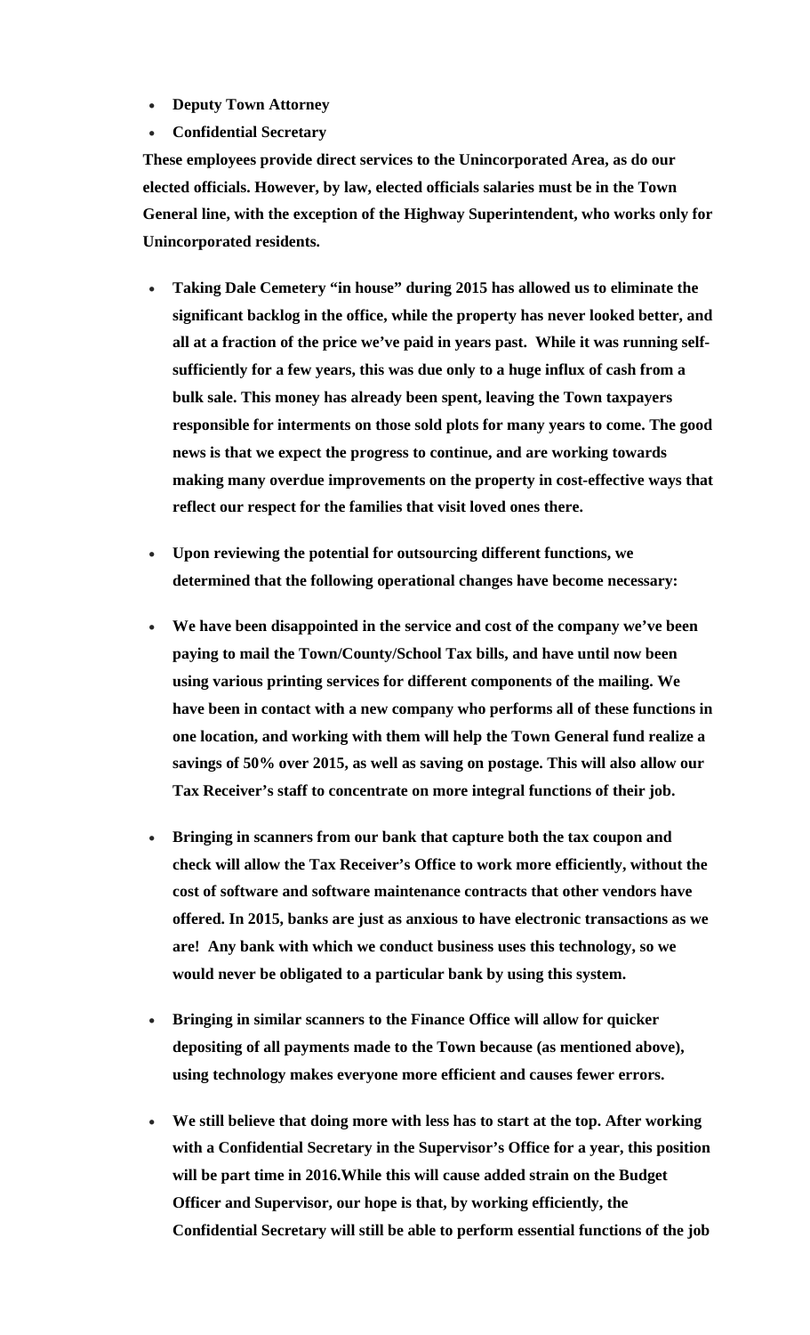- **Deputy Town Attorney**
- **Confidential Secretary**

**These employees provide direct services to the Unincorporated Area, as do our elected officials. However, by law, elected officials salaries must be in the Town General line, with the exception of the Highway Superintendent, who works only for Unincorporated residents.**

- **Taking Dale Cemetery "in house" during 2015 has allowed us to eliminate the significant backlog in the office, while the property has never looked better, and all at a fraction of the price we've paid in years past. While it was running self-sufficiently for a few years, this was due only to a huge influx of cash from a bulk sale. This money has already been spent, leaving the Town taxpayers responsible for interments on those sold plots for many years to come. The good news is that we expect the progress to continue, and are working towards making many overdue improvements on the property in cost-effective ways that reflect our respect for the families that visit loved ones there.**

- **Upon reviewing the potential for outsourcing different functions, we determined that the following operational changes have become necessary:**

- **We have been disappointed in the service and cost of the company we've been paying to mail the Town/County/School Tax bills, and have until now been using various printing services for different components of the mailing. We have been in contact with a new company who performs all of these functions in one location, and working with them will help the Town General fund realize a savings of 50% over 2015, as well as saving on postage. This will also allow our Tax Receiver's staff to concentrate on more integral functions of their job.**

- **Bringing in scanners from our bank that capture both the tax coupon and check will allow the Tax Receiver's Office to work more efficiently, without the cost of software and software maintenance contracts that other vendors have offered. In 2015, banks are just as anxious to have electronic transactions as we are! Any bank with which we conduct business uses this technology, so we would never be obligated to a particular bank by using this system.**

- **Bringing in similar scanners to the Finance Office will allow for quicker depositing of all payments made to the Town because (as mentioned above), using technology makes everyone more efficient and causes fewer errors.**

- **We still believe that doing more with less has to start at the top. After working with a Confidential Secretary in the Supervisor's Office for a year, this position will be part time in 2016.While this will cause added strain on the Budget Officer and Supervisor, our hope is that, by working efficiently, the Confidential Secretary will still be able to perform essential functions of the job**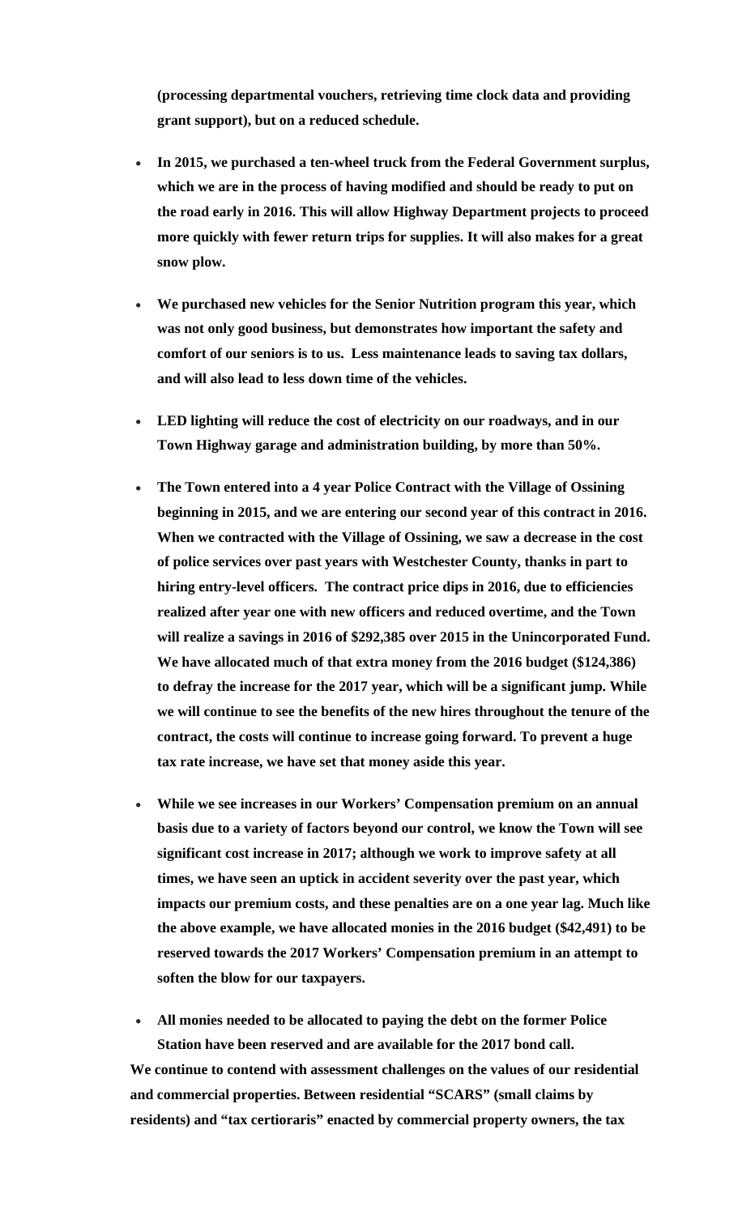**(processing departmental vouchers, retrieving time clock data and providing grant support), but on a reduced schedule.**

- **In 2015, we purchased a ten-wheel truck from the Federal Government surplus, which we are in the process of having modified and should be ready to put on the road early in 2016. This will allow Highway Department projects to proceed more quickly with fewer return trips for supplies. It will also makes for a great snow plow.**

- **We purchased new vehicles for the Senior Nutrition program this year, which was not only good business, but demonstrates how important the safety and comfort of our seniors is to us. Less maintenance leads to saving tax dollars, and will also lead to less down time of the vehicles.**

- **LED lighting will reduce the cost of electricity on our roadways, and in our Town Highway garage and administration building, by more than 50%.**

- **The Town entered into a 4 year Police Contract with the Village of Ossining beginning in 2015, and we are entering our second year of this contract in 2016. When we contracted with the Village of Ossining, we saw a decrease in the cost of police services over past years with Westchester County, thanks in part to hiring entry-level officers. The contract price dips in 2016, due to efficiencies realized after year one with new officers and reduced overtime, and the Town will realize a savings in 2016 of $292,385 over 2015 in the Unincorporated Fund. We have allocated much of that extra money from the 2016 budget ($124,386) to defray the increase for the 2017 year, which will be a significant jump. While we will continue to see the benefits of the new hires throughout the tenure of the contract, the costs will continue to increase going forward. To prevent a huge tax rate increase, we have set that money aside this year.**

- **While we see increases in our Workers' Compensation premium on an annual basis due to a variety of factors beyond our control, we know the Town will see significant cost increase in 2017; although we work to improve safety at all times, we have seen an uptick in accident severity over the past year, which impacts our premium costs, and these penalties are on a one year lag. Much like the above example, we have allocated monies in the 2016 budget ($42,491) to be reserved towards the 2017 Workers' Compensation premium in an attempt to soften the blow for our taxpayers.**

- **All monies needed to be allocated to paying the debt on the former Police Station have been reserved and are available for the 2017 bond call.**

**We continue to contend with assessment challenges on the values of our residential and commercial properties. Between residential "SCARS" (small claims by residents) and "tax certioraris" enacted by commercial property owners, the tax**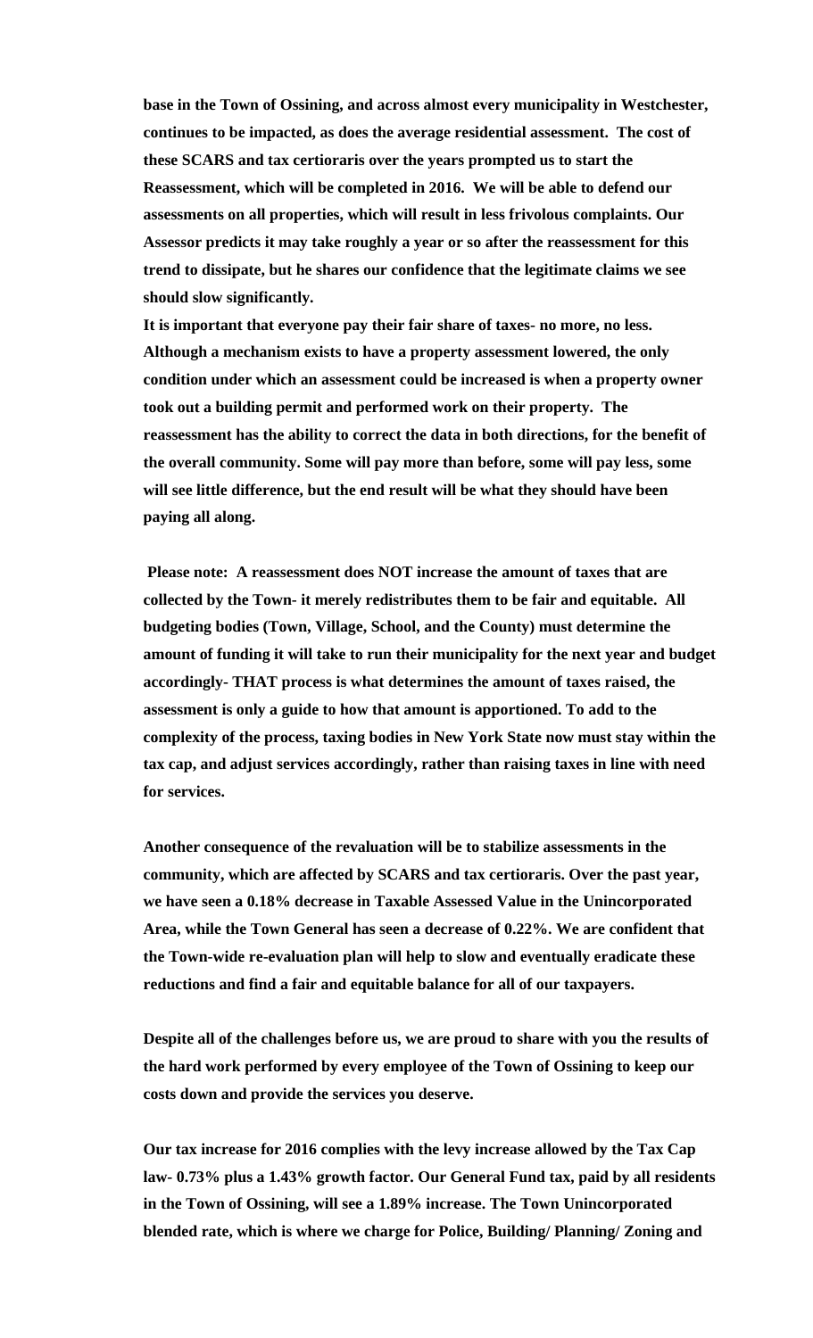**base in the Town of Ossining, and across almost every municipality in Westchester, continues to be impacted, as does the average residential assessment. The cost of these SCARS and tax certioraris over the years prompted us to start the Reassessment, which will be completed in 2016. We will be able to defend our assessments on all properties, which will result in less frivolous complaints. Our Assessor predicts it may take roughly a year or so after the reassessment for this trend to dissipate, but he shares our confidence that the legitimate claims we see should slow significantly.**

**It is important that everyone pay their fair share of taxes- no more, no less. Although a mechanism exists to have a property assessment lowered, the only condition under which an assessment could be increased is when a property owner took out a building permit and performed work on their property. The reassessment has the ability to correct the data in both directions, for the benefit of the overall community. Some will pay more than before, some will pay less, some will see little difference, but the end result will be what they should have been paying all along.**

**Please note: A reassessment does NOT increase the amount of taxes that are collected by the Town- it merely redistributes them to be fair and equitable. All budgeting bodies (Town, Village, School, and the County) must determine the amount of funding it will take to run their municipality for the next year and budget accordingly- THAT process is what determines the amount of taxes raised, the assessment is only a guide to how that amount is apportioned. To add to the complexity of the process, taxing bodies in New York State now must stay within the tax cap, and adjust services accordingly, rather than raising taxes in line with need for services.**

**Another consequence of the revaluation will be to stabilize assessments in the community, which are affected by SCARS and tax certioraris. Over the past year, we have seen a 0.18% decrease in Taxable Assessed Value in the Unincorporated Area, while the Town General has seen a decrease of 0.22%. We are confident that the Town-wide re-evaluation plan will help to slow and eventually eradicate these reductions and find a fair and equitable balance for all of our taxpayers.**

**Despite all of the challenges before us, we are proud to share with you the results of the hard work performed by every employee of the Town of Ossining to keep our costs down and provide the services you deserve.**

**Our tax increase for 2016 complies with the levy increase allowed by the Tax Cap law- 0.73% plus a 1.43% growth factor. Our General Fund tax, paid by all residents in the Town of Ossining, will see a 1.89% increase. The Town Unincorporated blended rate, which is where we charge for Police, Building/ Planning/ Zoning and**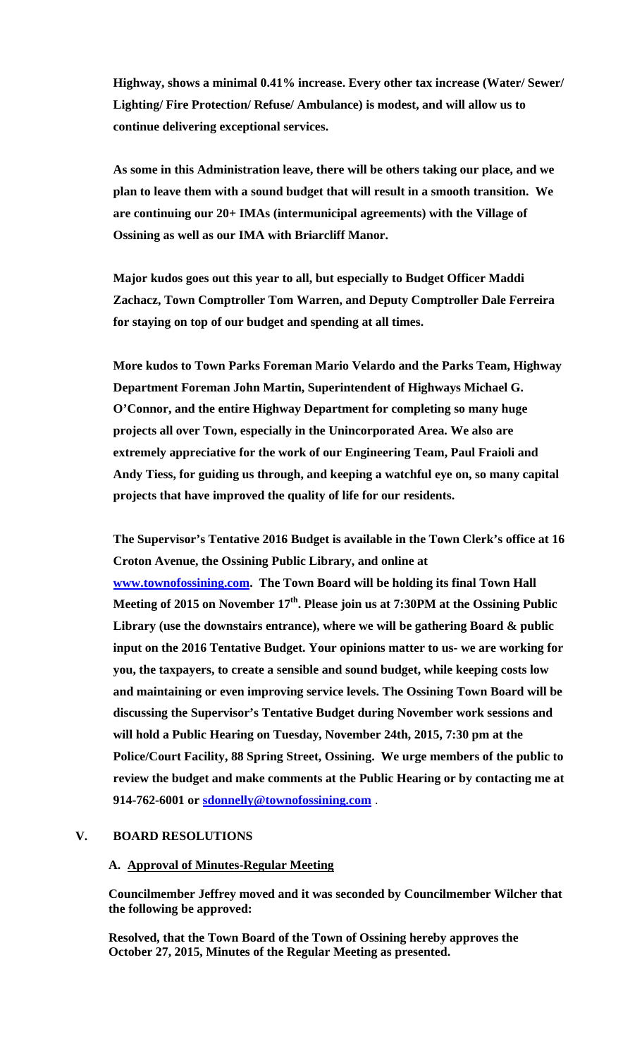**Highway, shows a minimal 0.41% increase. Every other tax increase (Water/ Sewer/ Lighting/ Fire Protection/ Refuse/ Ambulance) is modest, and will allow us to continue delivering exceptional services.**

**As some in this Administration leave, there will be others taking our place, and we plan to leave them with a sound budget that will result in a smooth transition. We are continuing our 20+ IMAs (intermunicipal agreements) with the Village of Ossining as well as our IMA with Briarcliff Manor.**

**Major kudos goes out this year to all, but especially to Budget Officer Maddi Zachacz, Town Comptroller Tom Warren, and Deputy Comptroller Dale Ferreira for staying on top of our budget and spending at all times.**

**More kudos to Town Parks Foreman Mario Velardo and the Parks Team, Highway Department Foreman John Martin, Superintendent of Highways Michael G. O'Connor, and the entire Highway Department for completing so many huge projects all over Town, especially in the Unincorporated Area. We also are extremely appreciative for the work of our Engineering Team, Paul Fraioli and Andy Tiess, for guiding us through, and keeping a watchful eye on, so many capital projects that have improved the quality of life for our residents.**

**The Supervisor's Tentative 2016 Budget is available in the Town Clerk's office at 16 Croton Avenue, the Ossining Public Library, and online at www.townofossining.com. The Town Board will be holding its final Town Hall Meeting of 2015 on November 17th. Please join us at 7:30PM at the Ossining Public Library (use the downstairs entrance), where we will be gathering Board & public input on the 2016 Tentative Budget. Your opinions matter to us- we are working for you, the taxpayers, to create a sensible and sound budget, while keeping costs low and maintaining or even improving service levels. The Ossining Town Board will be discussing the Supervisor's Tentative Budget during November work sessions and will hold a Public Hearing on Tuesday, November 24th, 2015, 7:30 pm at the Police/Court Facility, 88 Spring Street, Ossining. We urge members of the public to review the budget and make comments at the Public Hearing or by contacting me at 914-762-6001 or sdonnelly@townofossining.com** .

## V. BOARD RESOLUTIONS

### A. Approval of Minutes-Regular Meeting

**Councilmember Jeffrey moved and it was seconded by Councilmember Wilcher that the following be approved:**

**Resolved, that the Town Board of the Town of Ossining hereby approves the October 27, 2015, Minutes of the Regular Meeting as presented.**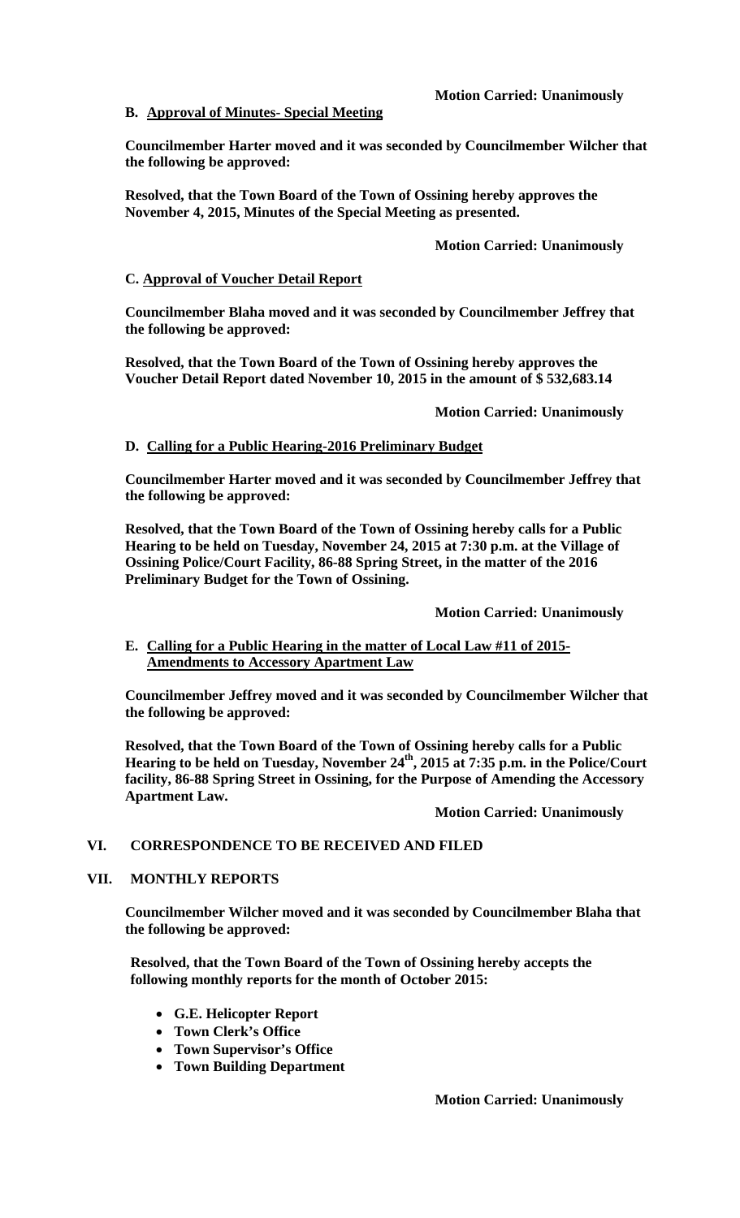**Motion Carried: Unanimously**

**B. Approval of Minutes- Special Meeting**

**Councilmember Harter moved and it was seconded by Councilmember Wilcher that the following be approved:**

**Resolved, that the Town Board of the Town of Ossining hereby approves the November 4, 2015, Minutes of the Special Meeting as presented.**

**Motion Carried: Unanimously**

**C. Approval of Voucher Detail Report**

**Councilmember Blaha moved and it was seconded by Councilmember Jeffrey that the following be approved:**

**Resolved, that the Town Board of the Town of Ossining hereby approves the Voucher Detail Report dated November 10, 2015 in the amount of $ 532,683.14**

**Motion Carried: Unanimously**

**D. Calling for a Public Hearing-2016 Preliminary Budget**

**Councilmember Harter moved and it was seconded by Councilmember Jeffrey that the following be approved:**

**Resolved, that the Town Board of the Town of Ossining hereby calls for a Public Hearing to be held on Tuesday, November 24, 2015 at 7:30 p.m. at the Village of Ossining Police/Court Facility, 86-88 Spring Street, in the matter of the 2016 Preliminary Budget for the Town of Ossining.**

**Motion Carried: Unanimously**

**E. Calling for a Public Hearing in the matter of Local Law #11 of 2015- Amendments to Accessory Apartment Law**

**Councilmember Jeffrey moved and it was seconded by Councilmember Wilcher that the following be approved:**

**Resolved, that the Town Board of the Town of Ossining hereby calls for a Public Hearing to be held on Tuesday, November 24th, 2015 at 7:35 p.m. in the Police/Court facility, 86-88 Spring Street in Ossining, for the Purpose of Amending the Accessory Apartment Law.**

**Motion Carried: Unanimously**

## VI. CORRESPONDENCE TO BE RECEIVED AND FILED

## VII. MONTHLY REPORTS

**Councilmember Wilcher moved and it was seconded by Councilmember Blaha that the following be approved:**

**Resolved, that the Town Board of the Town of Ossining hereby accepts the following monthly reports for the month of October 2015:**

- **G.E. Helicopter Report**
- **Town Clerk's Office**
- **Town Supervisor's Office**
- **Town Building Department**

**Motion Carried: Unanimously**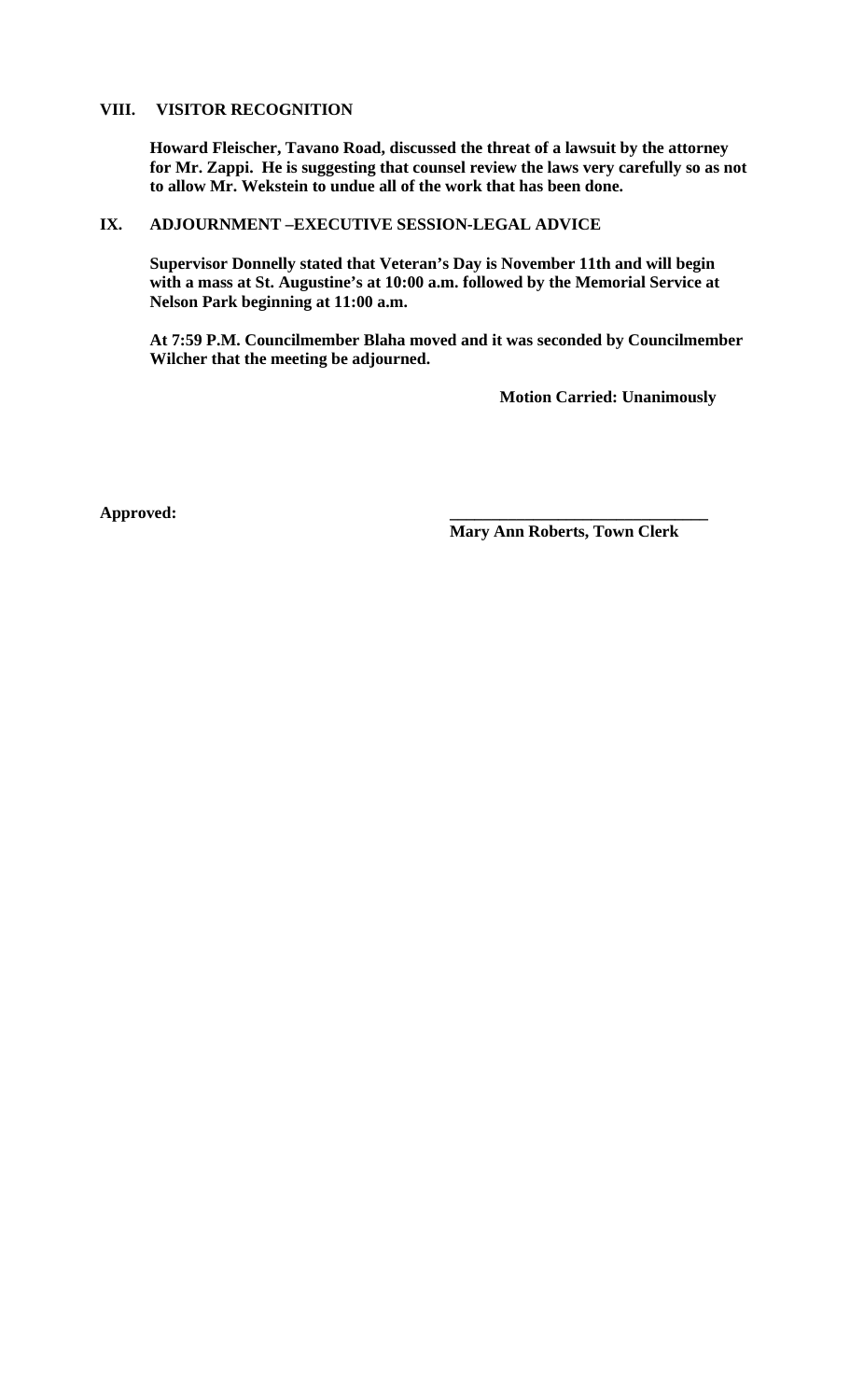## VIII. VISITOR RECOGNITION

**Howard Fleischer, Tavano Road, discussed the threat of a lawsuit by the attorney for Mr. Zappi. He is suggesting that counsel review the laws very carefully so as not to allow Mr. Wekstein to undue all of the work that has been done.**

## IX. ADJOURNMENT –EXECUTIVE SESSION-LEGAL ADVICE

**Supervisor Donnelly stated that Veteran's Day is November 11th and will begin with a mass at St. Augustine's at 10:00 a.m. followed by the Memorial Service at Nelson Park beginning at 11:00 a.m.**

**At 7:59 P.M. Councilmember Blaha moved and it was seconded by Councilmember Wilcher that the meeting be adjourned.**

**Motion Carried: Unanimously**

**Approved:** \_\_\_\_\_\_\_\_\_\_\_\_\_\_\_\_\_\_\_\_\_\_\_\_\_\_\_\_\_\_\_

**Mary Ann Roberts, Town Clerk**